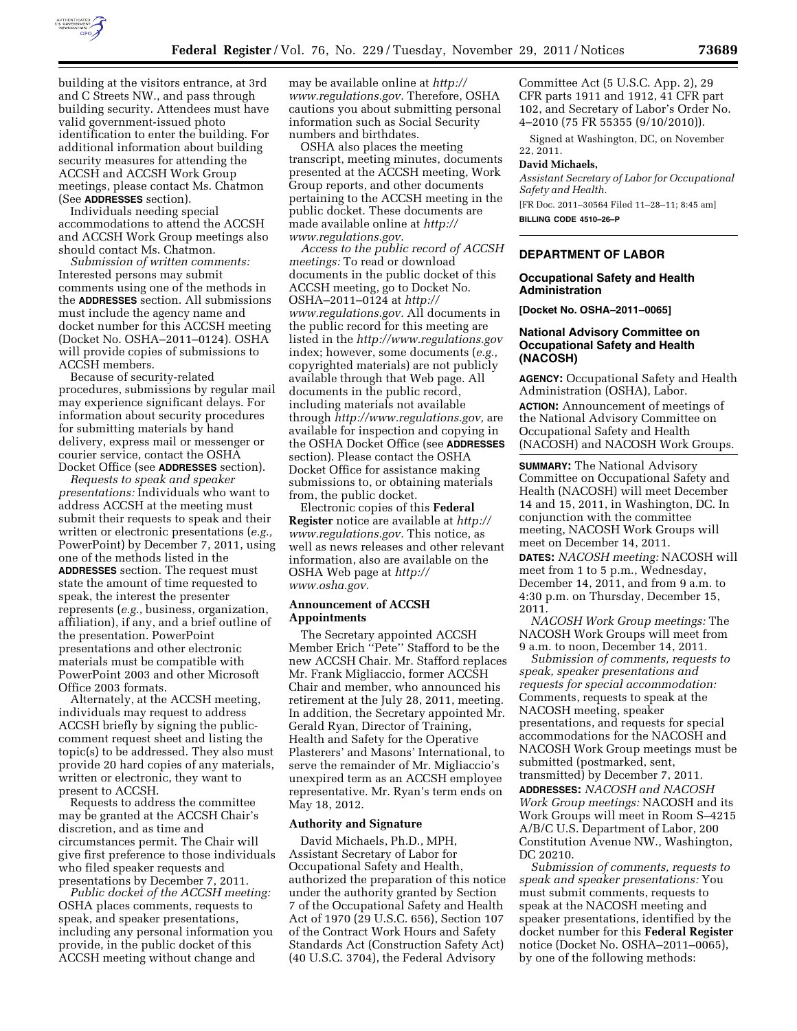building at the visitors entrance, at 3rd and C Streets NW., and pass through building security. Attendees must have valid government-issued photo identification to enter the building. For additional information about building security measures for attending the ACCSH and ACCSH Work Group meetings, please contact Ms. Chatmon (See **ADDRESSES** section).

Individuals needing special accommodations to attend the ACCSH and ACCSH Work Group meetings also should contact Ms. Chatmon.

*Submission of written comments:* Interested persons may submit comments using one of the methods in the **ADDRESSES** section. All submissions must include the agency name and docket number for this ACCSH meeting (Docket No. OSHA–2011–0124). OSHA will provide copies of submissions to ACCSH members.

Because of security-related procedures, submissions by regular mail may experience significant delays. For information about security procedures for submitting materials by hand delivery, express mail or messenger or courier service, contact the OSHA Docket Office (see **ADDRESSES** section).

*Requests to speak and speaker presentations:* Individuals who want to address ACCSH at the meeting must submit their requests to speak and their written or electronic presentations (*e.g.,* PowerPoint) by December 7, 2011, using one of the methods listed in the **ADDRESSES** section. The request must state the amount of time requested to speak, the interest the presenter represents (*e.g.,* business, organization, affiliation), if any, and a brief outline of the presentation. PowerPoint presentations and other electronic materials must be compatible with PowerPoint 2003 and other Microsoft Office 2003 formats.

Alternately, at the ACCSH meeting, individuals may request to address ACCSH briefly by signing the public-comment request sheet and listing the topic(s) to be addressed. They also must provide 20 hard copies of any materials, written or electronic, they want to present to ACCSH.

Requests to address the committee may be granted at the ACCSH Chair's discretion, and as time and circumstances permit. The Chair will give first preference to those individuals who filed speaker requests and presentations by December 7, 2011.

*Public docket of the ACCSH meeting:* OSHA places comments, requests to speak, and speaker presentations, including any personal information you provide, in the public docket of this ACCSH meeting without change and may be available online at *http://www.regulations.gov.* Therefore, OSHA cautions you about submitting personal information such as Social Security numbers and birthdates.

OSHA also places the meeting transcript, meeting minutes, documents presented at the ACCSH meeting, Work Group reports, and other documents pertaining to the ACCSH meeting in the public docket. These documents are made available online at *http://www.regulations.gov.*

*Access to the public record of ACCSH meetings:* To read or download documents in the public docket of this ACCSH meeting, go to Docket No. OSHA–2011–0124 at *http://www.regulations.gov.* All documents in the public record for this meeting are listed in the *http://www.regulations.gov* index; however, some documents (*e.g.,* copyrighted materials) are not publicly available through that Web page. All documents in the public record, including materials not available through *http://www.regulations.gov,* are available for inspection and copying in the OSHA Docket Office (see **ADDRESSES** section). Please contact the OSHA Docket Office for assistance making submissions to, or obtaining materials from, the public docket.

Electronic copies of this **Federal Register** notice are available at *http://www.regulations.gov.* This notice, as well as news releases and other relevant information, also are available on the OSHA Web page at *http://www.osha.gov.*

### Announcement of ACCSH Appointments

The Secretary appointed ACCSH Member Erich "Pete" Stafford to be the new ACCSH Chair. Mr. Stafford replaces Mr. Frank Migliaccio, former ACCSH Chair and member, who announced his retirement at the July 28, 2011, meeting. In addition, the Secretary appointed Mr. Gerald Ryan, Director of Training, Health and Safety for the Operative Plasterers' and Masons' International, to serve the remainder of Mr. Migliaccio's unexpired term as an ACCSH employee representative. Mr. Ryan's term ends on May 18, 2012.

### Authority and Signature

David Michaels, Ph.D., MPH, Assistant Secretary of Labor for Occupational Safety and Health, authorized the preparation of this notice under the authority granted by Section 7 of the Occupational Safety and Health Act of 1970 (29 U.S.C. 656), Section 107 of the Contract Work Hours and Safety Standards Act (Construction Safety Act) (40 U.S.C. 3704), the Federal Advisory Committee Act (5 U.S.C. App. 2), 29 CFR parts 1911 and 1912, 41 CFR part 102, and Secretary of Labor's Order No. 4–2010 (75 FR 55355 (9/10/2010)).

Signed at Washington, DC, on November 22, 2011.

**David Michaels,**

*Assistant Secretary of Labor for Occupational Safety and Health.*

[FR Doc. 2011–30564 Filed 11–28–11; 8:45 am]

**BILLING CODE 4510–26–P**

---

## DEPARTMENT OF LABOR

### Occupational Safety and Health Administration

**[Docket No. OSHA–2011–0065]**

### National Advisory Committee on Occupational Safety and Health (NACOSH)

**AGENCY:** Occupational Safety and Health Administration (OSHA), Labor.

**ACTION:** Announcement of meetings of the National Advisory Committee on Occupational Safety and Health (NACOSH) and NACOSH Work Groups.

**SUMMARY:** The National Advisory Committee on Occupational Safety and Health (NACOSH) will meet December 14 and 15, 2011, in Washington, DC. In conjunction with the committee meeting, NACOSH Work Groups will meet on December 14, 2011.

**DATES:** *NACOSH meeting:* NACOSH will meet from 1 to 5 p.m., Wednesday, December 14, 2011, and from 9 a.m. to 4:30 p.m. on Thursday, December 15, 2011.

*NACOSH Work Group meetings:* The NACOSH Work Groups will meet from 9 a.m. to noon, December 14, 2011.

*Submission of comments, requests to speak, speaker presentations and requests for special accommodation:* Comments, requests to speak at the NACOSH meeting, speaker presentations, and requests for special accommodations for the NACOSH and NACOSH Work Group meetings must be submitted (postmarked, sent, transmitted) by December 7, 2011.

**ADDRESSES:** *NACOSH and NACOSH Work Group meetings:* NACOSH and its Work Groups will meet in Room S–4215 A/B/C U.S. Department of Labor, 200 Constitution Avenue NW., Washington, DC 20210.

*Submission of comments, requests to speak and speaker presentations:* You must submit comments, requests to speak at the NACOSH meeting and speaker presentations, identified by the docket number for this **Federal Register** notice (Docket No. OSHA–2011–0065), by one of the following methods: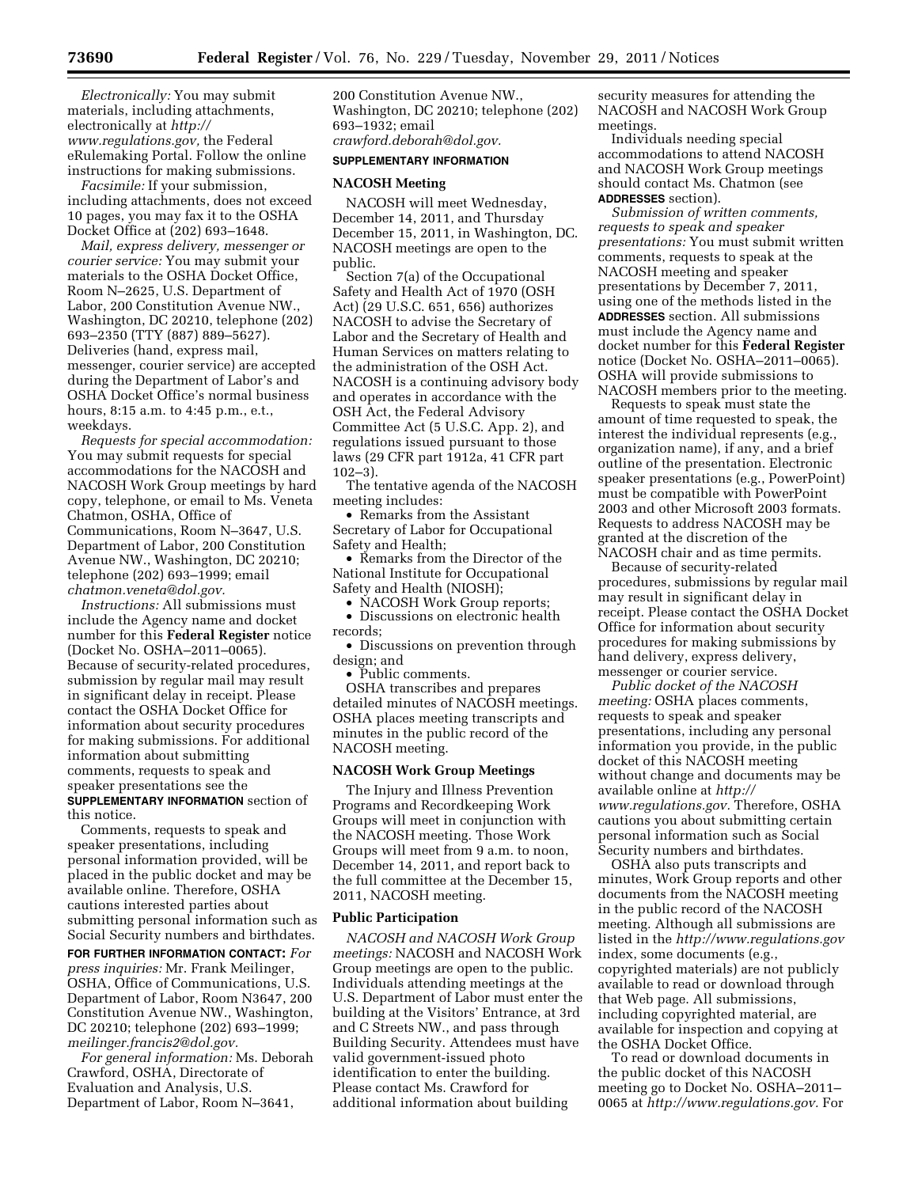*Electronically:* You may submit materials, including attachments, electronically at *http://www.regulations.gov,* the Federal eRulemaking Portal. Follow the online instructions for making submissions.

*Facsimile:* If your submission, including attachments, does not exceed 10 pages, you may fax it to the OSHA Docket Office at (202) 693–1648.

*Mail, express delivery, messenger or courier service:* You may submit your materials to the OSHA Docket Office, Room N–2625, U.S. Department of Labor, 200 Constitution Avenue NW., Washington, DC 20210, telephone (202) 693–2350 (TTY (887) 889–5627). Deliveries (hand, express mail, messenger, courier service) are accepted during the Department of Labor's and OSHA Docket Office's normal business hours, 8:15 a.m. to 4:45 p.m., e.t., weekdays.

*Requests for special accommodation:* You may submit requests for special accommodations for the NACOSH and NACOSH Work Group meetings by hard copy, telephone, or email to Ms. Veneta Chatmon, OSHA, Office of Communications, Room N–3647, U.S. Department of Labor, 200 Constitution Avenue NW., Washington, DC 20210; telephone (202) 693–1999; email *chatmon.veneta@dol.gov.*

*Instructions:* All submissions must include the Agency name and docket number for this **Federal Register** notice (Docket No. OSHA–2011–0065). Because of security-related procedures, submission by regular mail may result in significant delay in receipt. Please contact the OSHA Docket Office for information about security procedures for making submissions. For additional information about submitting comments, requests to speak and speaker presentations see the **SUPPLEMENTARY INFORMATION** section of this notice.

Comments, requests to speak and speaker presentations, including personal information provided, will be placed in the public docket and may be available online. Therefore, OSHA cautions interested parties about submitting personal information such as Social Security numbers and birthdates.

**FOR FURTHER INFORMATION CONTACT:** *For press inquiries:* Mr. Frank Meilinger, OSHA, Office of Communications, U.S. Department of Labor, Room N3647, 200 Constitution Avenue NW., Washington, DC 20210; telephone (202) 693–1999; *meilinger.francis2@dol.gov.*

*For general information:* Ms. Deborah Crawford, OSHA, Directorate of Evaluation and Analysis, U.S. Department of Labor, Room N–3641, 200 Constitution Avenue NW., Washington, DC 20210; telephone (202) 693–1932; email *crawford.deborah@dol.gov.*

**SUPPLEMENTARY INFORMATION**

## NACOSH Meeting

NACOSH will meet Wednesday, December 14, 2011, and Thursday December 15, 2011, in Washington, DC. NACOSH meetings are open to the public.

Section 7(a) of the Occupational Safety and Health Act of 1970 (OSH Act) (29 U.S.C. 651, 656) authorizes NACOSH to advise the Secretary of Labor and the Secretary of Health and Human Services on matters relating to the administration of the OSH Act. NACOSH is a continuing advisory body and operates in accordance with the OSH Act, the Federal Advisory Committee Act (5 U.S.C. App. 2), and regulations issued pursuant to those laws (29 CFR part 1912a, 41 CFR part 102–3).

The tentative agenda of the NACOSH meeting includes:

- Remarks from the Assistant Secretary of Labor for Occupational Safety and Health;
- Remarks from the Director of the National Institute for Occupational Safety and Health (NIOSH);
- NACOSH Work Group reports;
- Discussions on electronic health records;
- Discussions on prevention through design; and
- Public comments.

OSHA transcribes and prepares detailed minutes of NACOSH meetings. OSHA places meeting transcripts and minutes in the public record of the NACOSH meeting.

## NACOSH Work Group Meetings

The Injury and Illness Prevention Programs and Recordkeeping Work Groups will meet in conjunction with the NACOSH meeting. Those Work Groups will meet from 9 a.m. to noon, December 14, 2011, and report back to the full committee at the December 15, 2011, NACOSH meeting.

## Public Participation

*NACOSH and NACOSH Work Group meetings:* NACOSH and NACOSH Work Group meetings are open to the public. Individuals attending meetings at the U.S. Department of Labor must enter the building at the Visitors' Entrance, at 3rd and C Streets NW., and pass through Building Security. Attendees must have valid government-issued photo identification to enter the building. Please contact Ms. Crawford for additional information about building security measures for attending the NACOSH and NACOSH Work Group meetings.

Individuals needing special accommodations to attend NACOSH and NACOSH Work Group meetings should contact Ms. Chatmon (see **ADDRESSES** section).

*Submission of written comments, requests to speak and speaker presentations:* You must submit written comments, requests to speak at the NACOSH meeting and speaker presentations by December 7, 2011, using one of the methods listed in the **ADDRESSES** section. All submissions must include the Agency name and docket number for this **Federal Register** notice (Docket No. OSHA–2011–0065). OSHA will provide submissions to NACOSH members prior to the meeting.

Requests to speak must state the amount of time requested to speak, the interest the individual represents (e.g., organization name), if any, and a brief outline of the presentation. Electronic speaker presentations (e.g., PowerPoint) must be compatible with PowerPoint 2003 and other Microsoft 2003 formats. Requests to address NACOSH may be granted at the discretion of the NACOSH chair and as time permits.

Because of security-related procedures, submissions by regular mail may result in significant delay in receipt. Please contact the OSHA Docket Office for information about security procedures for making submissions by hand delivery, express delivery, messenger or courier service.

*Public docket of the NACOSH meeting:* OSHA places comments, requests to speak and speaker presentations, including any personal information you provide, in the public docket of this NACOSH meeting without change and documents may be available online at *http://www.regulations.gov.* Therefore, OSHA cautions you about submitting certain personal information such as Social Security numbers and birthdates.

OSHA also puts transcripts and minutes, Work Group reports and other documents from the NACOSH meeting in the public record of the NACOSH meeting. Although all submissions are listed in the *http://www.regulations.gov* index, some documents (e.g., copyrighted materials) are not publicly available to read or download through that Web page. All submissions, including copyrighted material, are available for inspection and copying at the OSHA Docket Office.

To read or download documents in the public docket of this NACOSH meeting go to Docket No. OSHA–2011–0065 at *http://www.regulations.gov.* For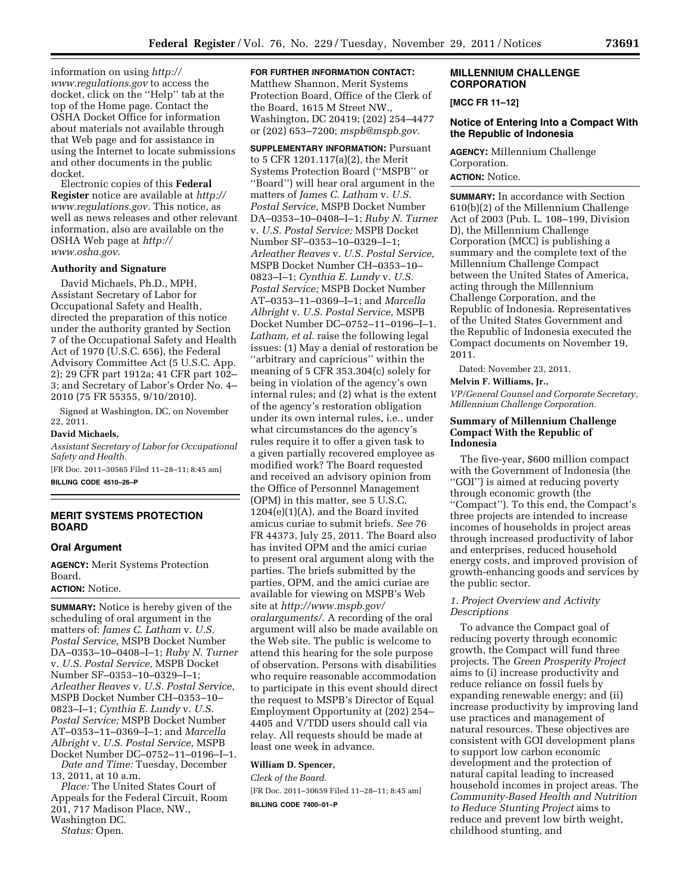information on using *http://www.regulations.gov* to access the docket, click on the ''Help'' tab at the top of the Home page. Contact the OSHA Docket Office for information about materials not available through that Web page and for assistance in using the Internet to locate submissions and other documents in the public docket.

Electronic copies of this **Federal Register** notice are available at *http://www.regulations.gov.* This notice, as well as news releases and other relevant information, also are available on the OSHA Web page at *http://www.osha.gov.*

#### Authority and Signature

David Michaels, Ph.D., MPH, Assistant Secretary of Labor for Occupational Safety and Health, directed the preparation of this notice under the authority granted by Section 7 of the Occupational Safety and Health Act of 1970 (U.S.C. 656), the Federal Advisory Committee Act (5 U.S.C. App. 2); 29 CFR part 1912a; 41 CFR part 102–3; and Secretary of Labor's Order No. 4–2010 (75 FR 55355, 9/10/2010).

Signed at Washington, DC, on November 22, 2011.

**David Michaels,**

*Assistant Secretary of Labor for Occupational Safety and Health.*

[FR Doc. 2011–30565 Filed 11–28–11; 8:45 am]

**BILLING CODE 4510–26–P**

## MERIT SYSTEMS PROTECTION BOARD

### Oral Argument

**AGENCY:** Merit Systems Protection Board.

**ACTION:** Notice.

**SUMMARY:** Notice is hereby given of the scheduling of oral argument in the matters of: *James C. Latham* v. *U.S. Postal Service,* MSPB Docket Number DA–0353–10–0408–I–1; *Ruby N. Turner* v. *U.S. Postal Service;* MSPB Docket Number SF–0353–10–0329–I–1; *Arleather Reaves* v. *U.S. Postal Service,* MSPB Docket Number CH–0353–10–0823–I–1; *Cynthia E. Lundy* v. *U.S. Postal Service;* MSPB Docket Number AT–0353–11–0369–I–1; and *Marcella Albright* v. *U.S. Postal Service,* MSPB Docket Number DC–0752–11–0196–I–1.

*Date and Time:* Tuesday, December 13, 2011, at 10 a.m.

*Place:* The United States Court of Appeals for the Federal Circuit, Room 201, 717 Madison Place, NW., Washington DC.

*Status:* Open.

**FOR FURTHER INFORMATION CONTACT:** Matthew Shannon, Merit Systems Protection Board, Office of the Clerk of the Board, 1615 M Street NW., Washington, DC 20419; (202) 254–4477 or (202) 653–7200; *mspb@mspb.gov.*

**SUPPLEMENTARY INFORMATION:** Pursuant to 5 CFR 1201.117(a)(2), the Merit Systems Protection Board (''MSPB'' or ''Board'') will hear oral argument in the matters of *James C. Latham* v. *U.S. Postal Service,* MSPB Docket Number DA–0353–10–0408–I–1; *Ruby N. Turner* v. *U.S. Postal Service;* MSPB Docket Number SF–0353–10–0329–I–1; *Arleather Reaves* v. *U.S. Postal Service,* MSPB Docket Number CH–0353–10–0823–I–1; *Cynthia E. Lundy* v. *U.S. Postal Service;* MSPB Docket Number AT–0353–11–0369–I–1; and *Marcella Albright* v. *U.S. Postal Service,* MSPB Docket Number DC–0752–11–0196–I–1. *Latham, et al.* raise the following legal issues: (1) May a denial of restoration be ''arbitrary and capricious'' within the meaning of 5 CFR 353.304(c) solely for being in violation of the agency's own internal rules; and (2) what is the extent of the agency's restoration obligation under its own internal rules, i.e., under what circumstances do the agency's rules require it to offer a given task to a given partially recovered employee as modified work? The Board requested and received an advisory opinion from the Office of Personnel Management (OPM) in this matter, see 5 U.S.C. 1204(e)(1)(A), and the Board invited amicus curiae to submit briefs. *See* 76 FR 44373, July 25, 2011. The Board also has invited OPM and the amici curiae to present oral argument along with the parties. The briefs submitted by the parties, OPM, and the amici curiae are available for viewing on MSPB's Web site at *http://www.mspb.gov/oralarguments/.* A recording of the oral argument will also be made available on the Web site. The public is welcome to attend this hearing for the sole purpose of observation. Persons with disabilities who require reasonable accommodation to participate in this event should direct the request to MSPB's Director of Equal Employment Opportunity at (202) 254–4405 and V/TDD users should call via relay. All requests should be made at least one week in advance.

**William D. Spencer,**

*Clerk of the Board.*

[FR Doc. 2011–30659 Filed 11–28–11; 8:45 am]

**BILLING CODE 7400–01–P**

## MILLENNIUM CHALLENGE CORPORATION

**[MCC FR 11–12]**

### Notice of Entering Into a Compact With the Republic of Indonesia

**AGENCY:** Millennium Challenge Corporation.

**ACTION:** Notice.

**SUMMARY:** In accordance with Section 610(b)(2) of the Millennium Challenge Act of 2003 (Pub. L. 108–199, Division D), the Millennium Challenge Corporation (MCC) is publishing a summary and the complete text of the Millennium Challenge Compact between the United States of America, acting through the Millennium Challenge Corporation, and the Republic of Indonesia. Representatives of the United States Government and the Republic of Indonesia executed the Compact documents on November 19, 2011.

Dated: November 23, 2011.

**Melvin F. Williams, Jr.,**

*VP/General Counsel and Corporate Secretary, Millennium Challenge Corporation.*

### Summary of Millennium Challenge Compact With the Republic of Indonesia

The five-year, $600 million compact with the Government of Indonesia (the ''GOI'') is aimed at reducing poverty through economic growth (the ''Compact''). To this end, the Compact's three projects are intended to increase incomes of households in project areas through increased productivity of labor and enterprises, reduced household energy costs, and improved provision of growth-enhancing goods and services by the public sector.

#### *1. Project Overview and Activity Descriptions*

To advance the Compact goal of reducing poverty through economic growth, the Compact will fund three projects. The *Green Prosperity Project* aims to (i) increase productivity and reduce reliance on fossil fuels by expanding renewable energy; and (ii) increase productivity by improving land use practices and management of natural resources. These objectives are consistent with GOI development plans to support low carbon economic development and the protection of natural capital leading to increased household incomes in project areas. The *Community-Based Health and Nutrition to Reduce Stunting Project* aims to reduce and prevent low birth weight, childhood stunting, and